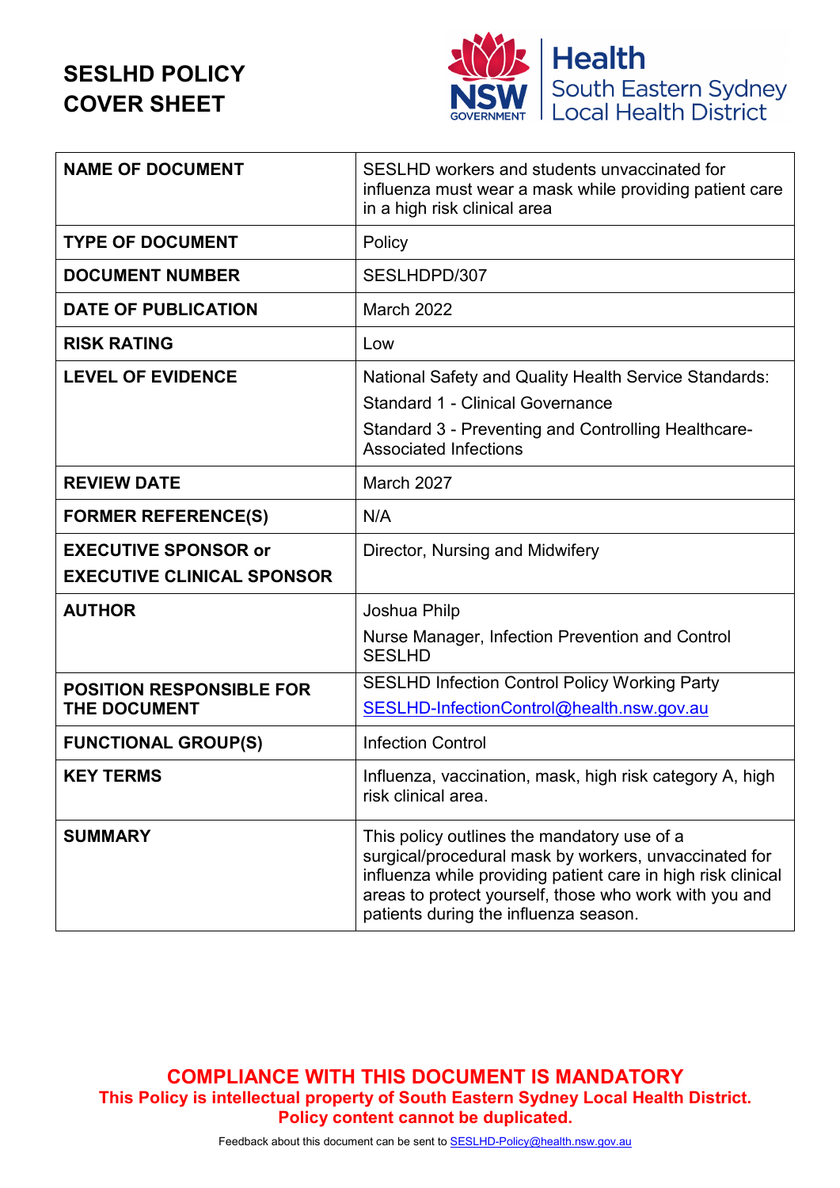# SESLHD POLICY COVER SHEET

| | |
|---|---|
| **NAME OF DOCUMENT** | SESLHD workers and students unvaccinated for influenza must wear a mask while providing patient care in a high risk clinical area |
| **TYPE OF DOCUMENT** | Policy |
| **DOCUMENT NUMBER** | SESLHDPD/307 |
| **DATE OF PUBLICATION** | March 2022 |
| **RISK RATING** | Low |
| **LEVEL OF EVIDENCE** | National Safety and Quality Health Service Standards:<br>Standard 1 - Clinical Governance<br>Standard 3 - Preventing and Controlling Healthcare-Associated Infections |
| **REVIEW DATE** | March 2027 |
| **FORMER REFERENCE(S)** | N/A |
| **EXECUTIVE SPONSOR or EXECUTIVE CLINICAL SPONSOR** | Director, Nursing and Midwifery |
| **AUTHOR** | Joshua Philp<br>Nurse Manager, Infection Prevention and Control SESLHD |
| **POSITION RESPONSIBLE FOR THE DOCUMENT** | SESLHD Infection Control Policy Working Party<br>SESLHD-InfectionControl@health.nsw.gov.au |
| **FUNCTIONAL GROUP(S)** | Infection Control |
| **KEY TERMS** | Influenza, vaccination, mask, high risk category A, high risk clinical area. |
| **SUMMARY** | This policy outlines the mandatory use of a surgical/procedural mask by workers, unvaccinated for influenza while providing patient care in high risk clinical areas to protect yourself, those who work with you and patients during the influenza season. |

**COMPLIANCE WITH THIS DOCUMENT IS MANDATORY**

**This Policy is intellectual property of South Eastern Sydney Local Health District.**
**Policy content cannot be duplicated.**

Feedback about this document can be sent to SESLHD-Policy@health.nsw.gov.au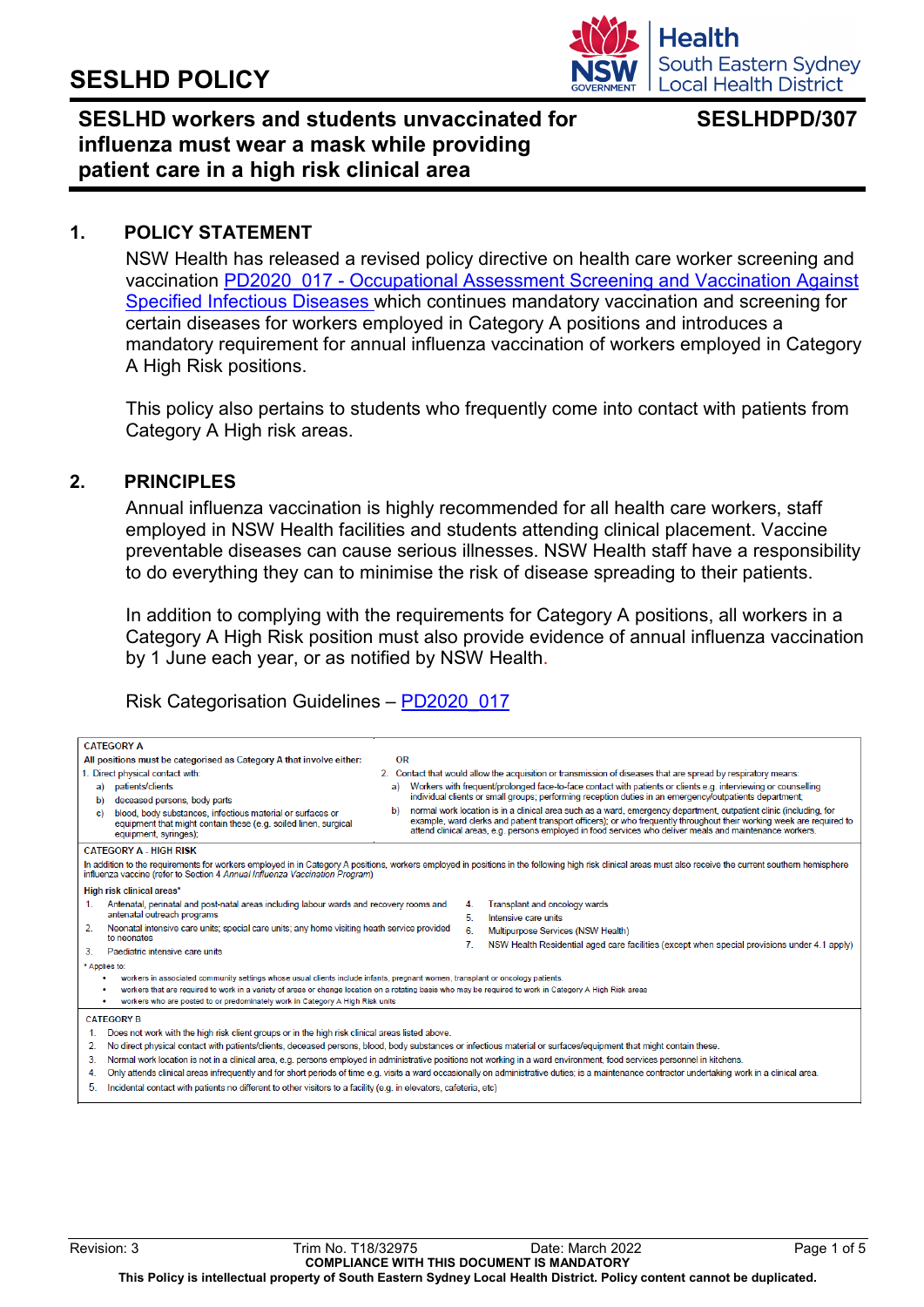# SESLHD POLICY

## SESLHD workers and students unvaccinated for influenza must wear a mask while providing patient care in a high risk clinical area

**SESLHDPD/307**

## 1. POLICY STATEMENT

NSW Health has released a revised policy directive on health care worker screening and vaccination [PD2020_017 - Occupational Assessment Screening and Vaccination Against Specified Infectious Diseases](#) which continues mandatory vaccination and screening for certain diseases for workers employed in Category A positions and introduces a mandatory requirement for annual influenza vaccination of workers employed in Category A High Risk positions.

This policy also pertains to students who frequently come into contact with patients from Category A High risk areas.

## 2. PRINCIPLES

Annual influenza vaccination is highly recommended for all health care workers, staff employed in NSW Health facilities and students attending clinical placement. Vaccine preventable diseases can cause serious illnesses. NSW Health staff have a responsibility to do everything they can to minimise the risk of disease spreading to their patients.

In addition to complying with the requirements for Category A positions, all workers in a Category A High Risk position must also provide evidence of annual influenza vaccination by 1 June each year, or as notified by NSW Health.

Risk Categorisation Guidelines – PD2020_017

**CATEGORY A**

**All positions must be categorised as Category A that involve either:**

1. Direct physical contact with:
   a) patients/clients
   b) deceased persons, body parts
   c) blood, body substances, infectious material or surfaces or equipment that might contain these (e.g. soiled linen, surgical equipment, syringes);

OR

2. Contact that would allow the acquisition or transmission of diseases that are spread by respiratory means:
   a) Workers with frequent/prolonged face-to-face contact with patients or clients e.g. interviewing or counselling individual clients or small groups; performing reception duties in an emergency/outpatients department;
   b) normal work location is in a clinical area such as a ward, emergency department, outpatient clinic (including, for example, ward clerks and patient transport officers); or who frequently throughout their working week are required to attend clinical areas, e.g. persons employed in food services who deliver meals and maintenance workers.

**CATEGORY A - HIGH RISK**

In addition to the requirements for workers employed in in Category A positions, workers employed in positions in the following high risk clinical areas must also receive the current southern hemisphere influenza vaccine (refer to Section 4 *Annual Influenza Vaccination Program*)

High risk clinical areas*

1. Antenatal, perinatal and post-natal areas including labour wards and recovery rooms and antenatal outreach programs
2. Neonatal intensive care units; special care units; any home visiting heath service provided to neonates
3. Paediatric intensive care units
4. Transplant and oncology wards
5. Intensive care units
6. Multipurpose Services (NSW Health)
7. NSW Health Residential aged care facilities (except when special provisions under 4.1 apply)

\* Applies to:
- workers in associated community settings whose usual clients include infants, pregnant women, transplant or oncology patients.
- workers that are required to work in a variety of areas or change location on a rotating basis who may be required to work in Category A High Risk areas
- workers who are posted to or predominately work in Category A High Risk units

**CATEGORY B**

1. Does not work with the high risk client groups or in the high risk clinical areas listed above.
2. No direct physical contact with patients/clients, deceased persons, blood, body substances or infectious material or surfaces/equipment that might contain these.
3. Normal work location is not in a clinical area, e.g. persons employed in administrative positions not working in a ward environment, food services personnel in kitchens.
4. Only attends clinical areas infrequently and for short periods of time e.g. visits a ward occasionally on administrative duties; is a maintenance contractor undertaking work in a clinical area.
5. Incidental contact with patients no different to other visitors to a facility (e.g. in elevators, cafeteria, etc)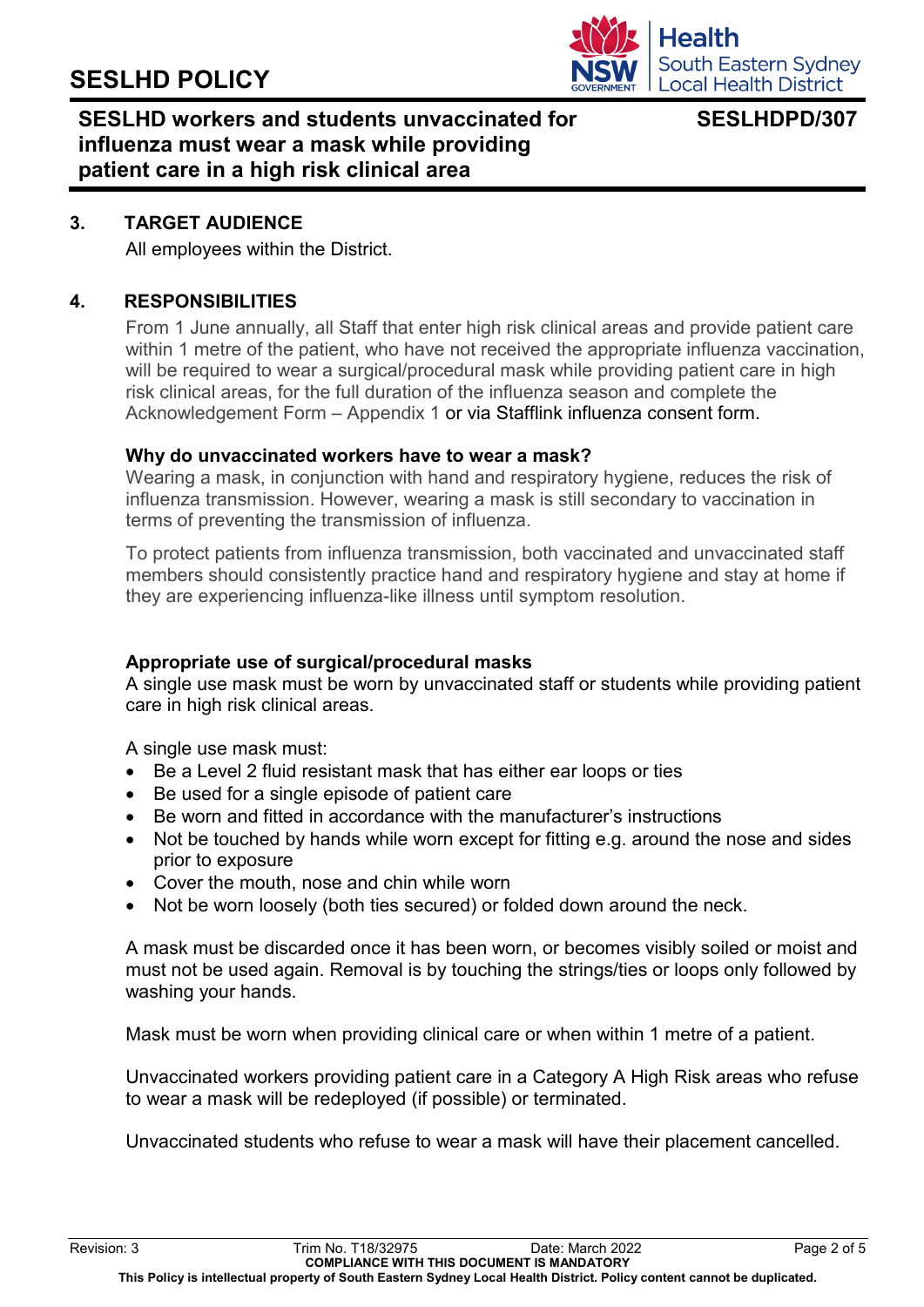## 3. TARGET AUDIENCE

All employees within the District.

## 4. RESPONSIBILITIES

From 1 June annually, all Staff that enter high risk clinical areas and provide patient care within 1 metre of the patient, who have not received the appropriate influenza vaccination, will be required to wear a surgical/procedural mask while providing patient care in high risk clinical areas, for the full duration of the influenza season and complete the Acknowledgement Form – Appendix 1 or via Stafflink influenza consent form.

**Why do unvaccinated workers have to wear a mask?**

Wearing a mask, in conjunction with hand and respiratory hygiene, reduces the risk of influenza transmission. However, wearing a mask is still secondary to vaccination in terms of preventing the transmission of influenza.

To protect patients from influenza transmission, both vaccinated and unvaccinated staff members should consistently practice hand and respiratory hygiene and stay at home if they are experiencing influenza-like illness until symptom resolution.

**Appropriate use of surgical/procedural masks**

A single use mask must be worn by unvaccinated staff or students while providing patient care in high risk clinical areas.

A single use mask must:

- Be a Level 2 fluid resistant mask that has either ear loops or ties
- Be used for a single episode of patient care
- Be worn and fitted in accordance with the manufacturer's instructions
- Not be touched by hands while worn except for fitting e.g. around the nose and sides prior to exposure
- Cover the mouth, nose and chin while worn
- Not be worn loosely (both ties secured) or folded down around the neck.

A mask must be discarded once it has been worn, or becomes visibly soiled or moist and must not be used again. Removal is by touching the strings/ties or loops only followed by washing your hands.

Mask must be worn when providing clinical care or when within 1 metre of a patient.

Unvaccinated workers providing patient care in a Category A High Risk areas who refuse to wear a mask will be redeployed (if possible) or terminated.

Unvaccinated students who refuse to wear a mask will have their placement cancelled.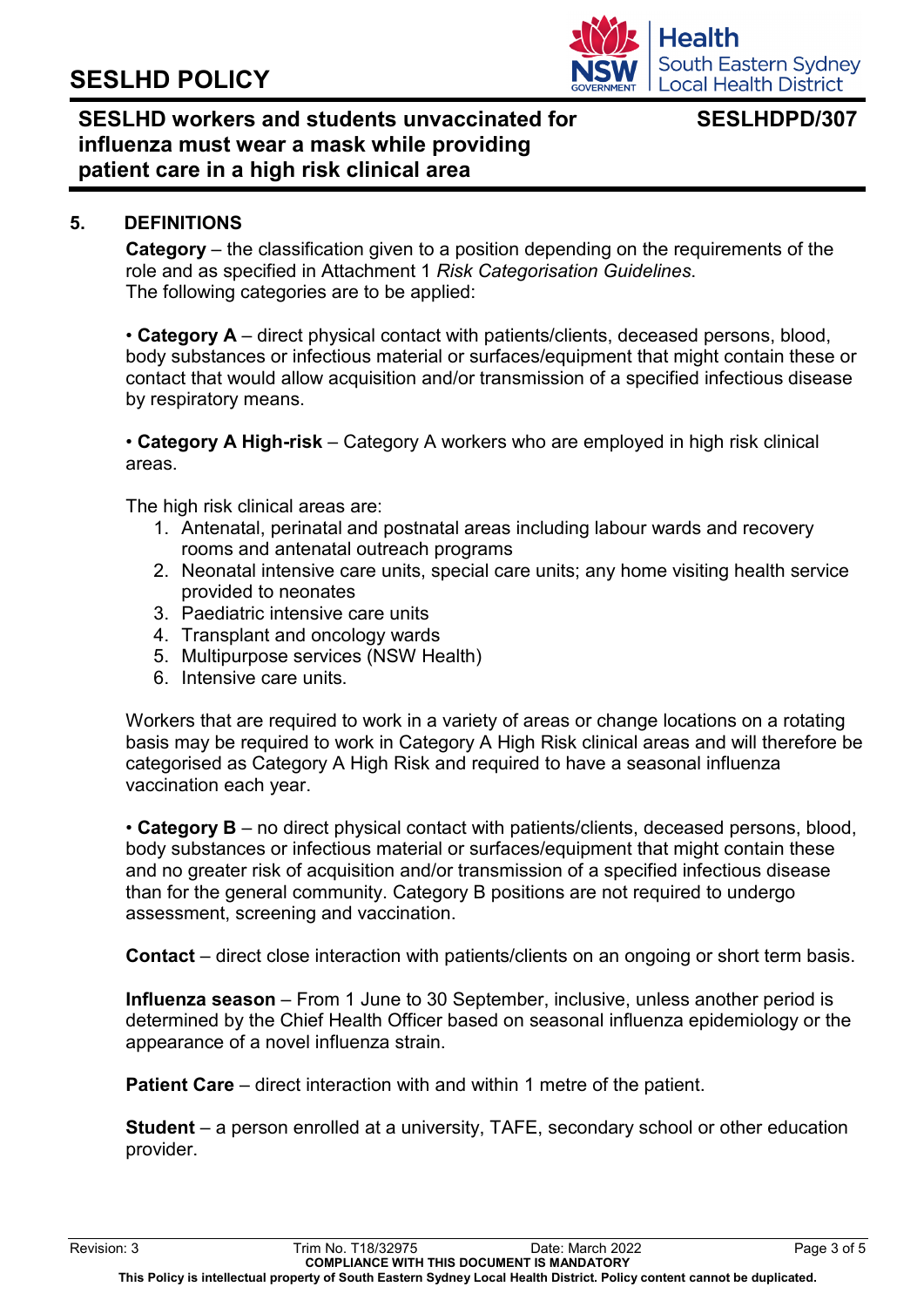## 5. DEFINITIONS

**Category** – the classification given to a position depending on the requirements of the role and as specified in Attachment 1 *Risk Categorisation Guidelines*.
The following categories are to be applied:

• **Category A** – direct physical contact with patients/clients, deceased persons, blood, body substances or infectious material or surfaces/equipment that might contain these or contact that would allow acquisition and/or transmission of a specified infectious disease by respiratory means.

• **Category A High-risk** – Category A workers who are employed in high risk clinical areas.

The high risk clinical areas are:

1. Antenatal, perinatal and postnatal areas including labour wards and recovery rooms and antenatal outreach programs
2. Neonatal intensive care units, special care units; any home visiting health service provided to neonates
3. Paediatric intensive care units
4. Transplant and oncology wards
5. Multipurpose services (NSW Health)
6. Intensive care units.

Workers that are required to work in a variety of areas or change locations on a rotating basis may be required to work in Category A High Risk clinical areas and will therefore be categorised as Category A High Risk and required to have a seasonal influenza vaccination each year.

• **Category B** – no direct physical contact with patients/clients, deceased persons, blood, body substances or infectious material or surfaces/equipment that might contain these and no greater risk of acquisition and/or transmission of a specified infectious disease than for the general community. Category B positions are not required to undergo assessment, screening and vaccination.

**Contact** – direct close interaction with patients/clients on an ongoing or short term basis.

**Influenza season** – From 1 June to 30 September, inclusive, unless another period is determined by the Chief Health Officer based on seasonal influenza epidemiology or the appearance of a novel influenza strain.

**Patient Care** – direct interaction with and within 1 metre of the patient.

**Student** – a person enrolled at a university, TAFE, secondary school or other education provider.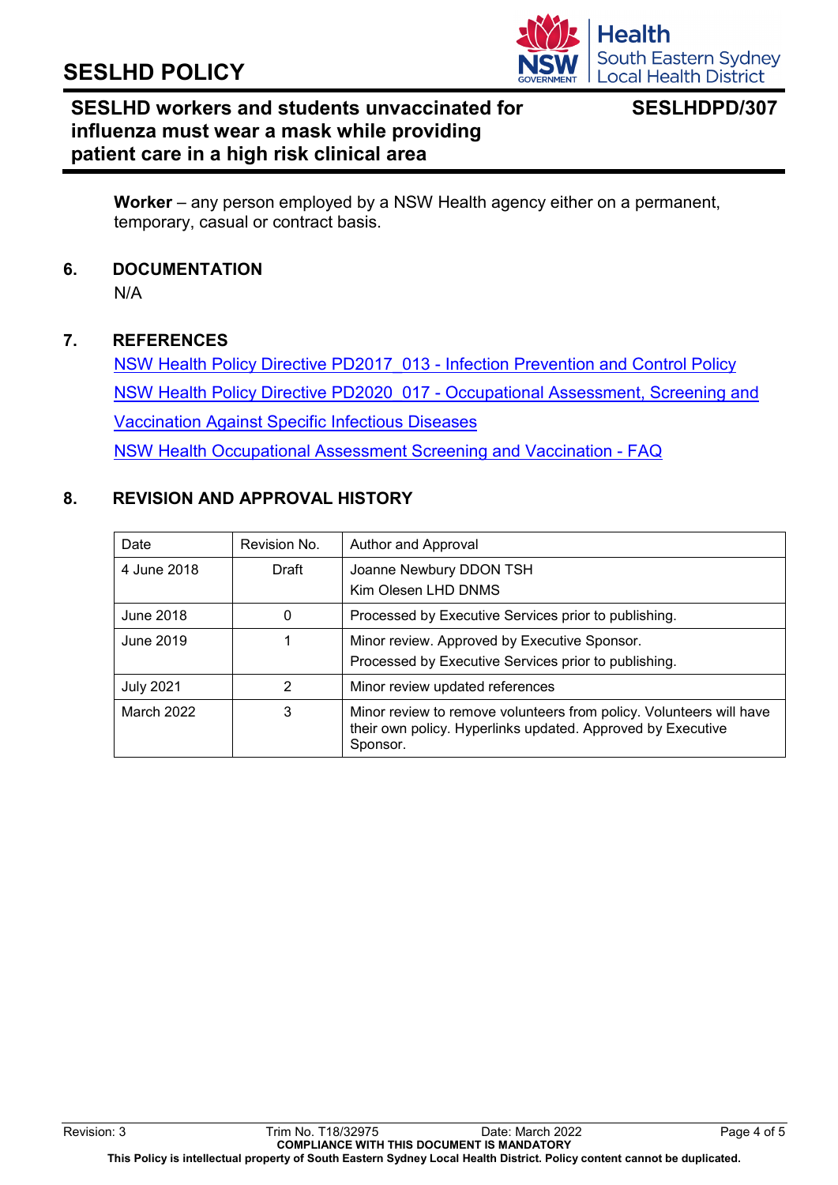**Worker** – any person employed by a NSW Health agency either on a permanent, temporary, casual or contract basis.

## 6. DOCUMENTATION

N/A

## 7. REFERENCES

NSW Health Policy Directive PD2017_013 - Infection Prevention and Control Policy

NSW Health Policy Directive PD2020_017 - Occupational Assessment, Screening and Vaccination Against Specific Infectious Diseases

NSW Health Occupational Assessment Screening and Vaccination - FAQ

## 8. REVISION AND APPROVAL HISTORY

| Date | Revision No. | Author and Approval |
|---|---|---|
| 4 June 2018 | Draft | Joanne Newbury DDON TSH<br>Kim Olesen LHD DNMS |
| June 2018 | 0 | Processed by Executive Services prior to publishing. |
| June 2019 | 1 | Minor review. Approved by Executive Sponsor.<br>Processed by Executive Services prior to publishing. |
| July 2021 | 2 | Minor review updated references |
| March 2022 | 3 | Minor review to remove volunteers from policy. Volunteers will have their own policy. Hyperlinks updated. Approved by Executive Sponsor. |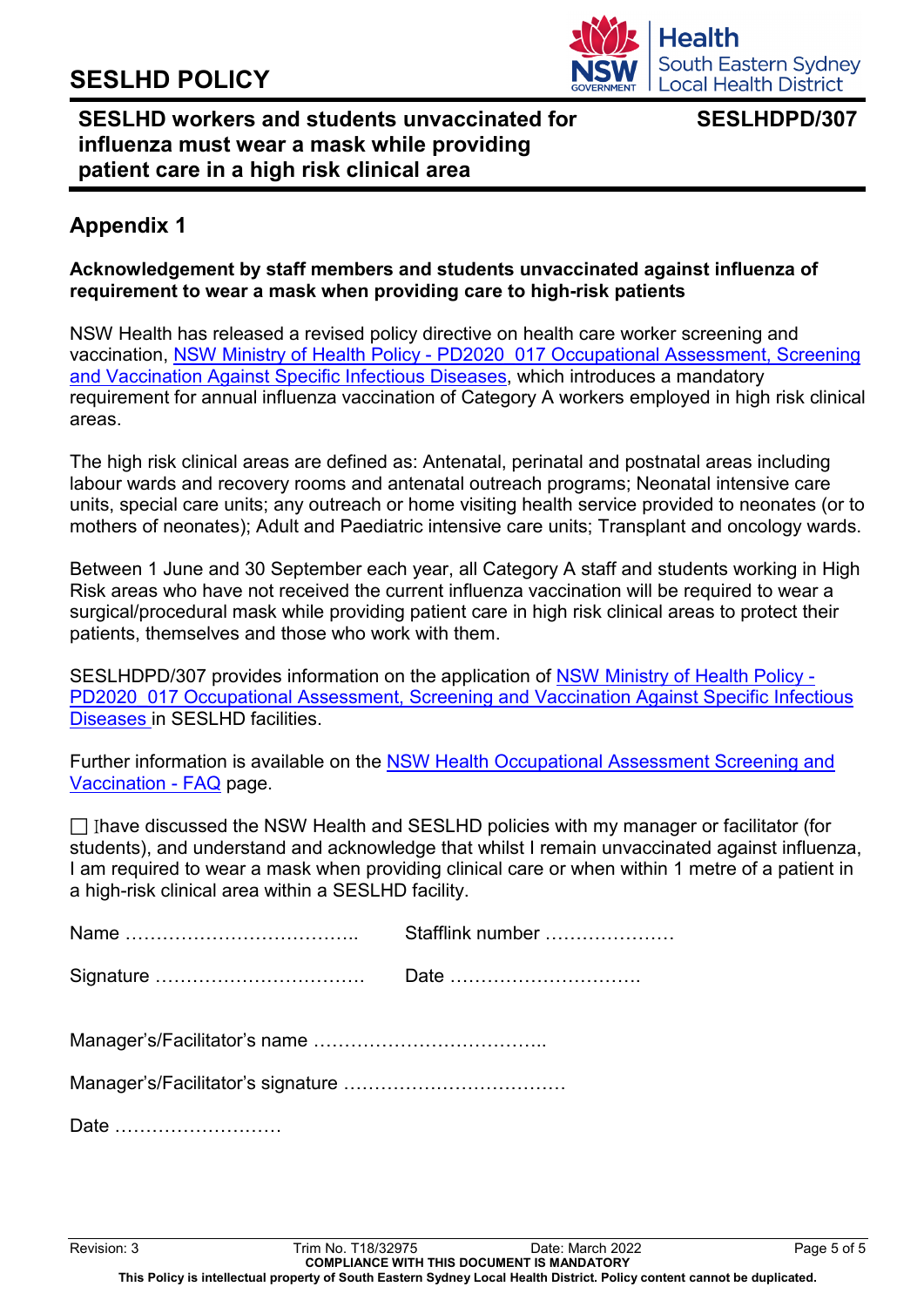## Appendix 1

**Acknowledgement by staff members and students unvaccinated against influenza of requirement to wear a mask when providing care to high-risk patients**

NSW Health has released a revised policy directive on health care worker screening and vaccination, [NSW Ministry of Health Policy - PD2020_017 Occupational Assessment, Screening and Vaccination Against Specific Infectious Diseases], which introduces a mandatory requirement for annual influenza vaccination of Category A workers employed in high risk clinical areas.

The high risk clinical areas are defined as: Antenatal, perinatal and postnatal areas including labour wards and recovery rooms and antenatal outreach programs; Neonatal intensive care units, special care units; any outreach or home visiting health service provided to neonates (or to mothers of neonates); Adult and Paediatric intensive care units; Transplant and oncology wards.

Between 1 June and 30 September each year, all Category A staff and students working in High Risk areas who have not received the current influenza vaccination will be required to wear a surgical/procedural mask while providing patient care in high risk clinical areas to protect their patients, themselves and those who work with them.

SESLHDPD/307 provides information on the application of [NSW Ministry of Health Policy - PD2020_017 Occupational Assessment, Screening and Vaccination Against Specific Infectious Diseases] in SESLHD facilities.

Further information is available on the [NSW Health Occupational Assessment Screening and Vaccination - FAQ] page.

☐ I have discussed the NSW Health and SESLHD policies with my manager or facilitator (for students), and understand and acknowledge that whilst I remain unvaccinated against influenza, I am required to wear a mask when providing clinical care or when within 1 metre of a patient in a high-risk clinical area within a SESLHD facility.

Name ……………………………….. Stafflink number …………………

Signature …………………………… Date ………………………….

Manager's/Facilitator's name ………………………………..

Manager's/Facilitator's signature ………………………………

Date ………………………